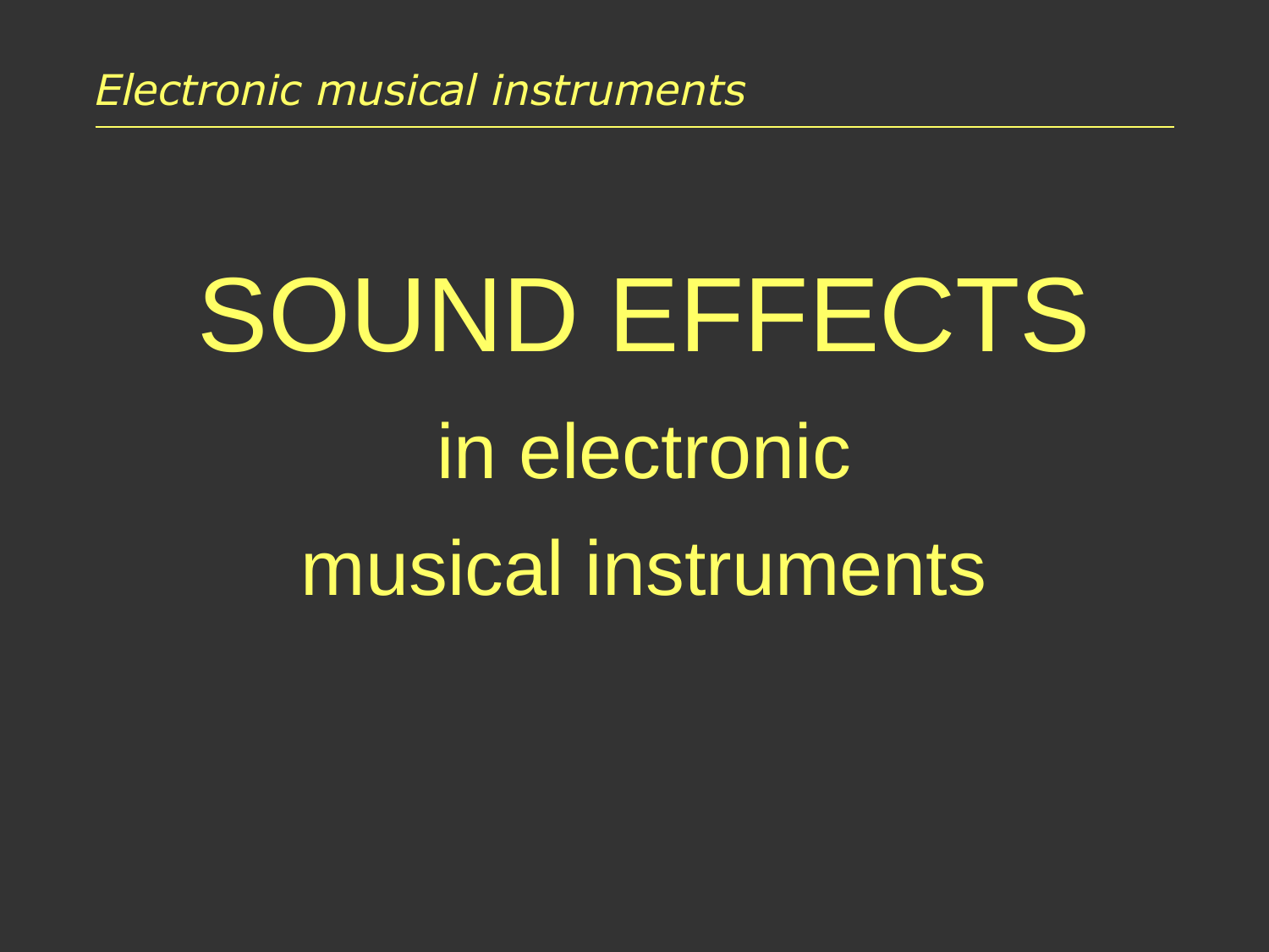# SOUND EFFECTS

## in electronic musical instruments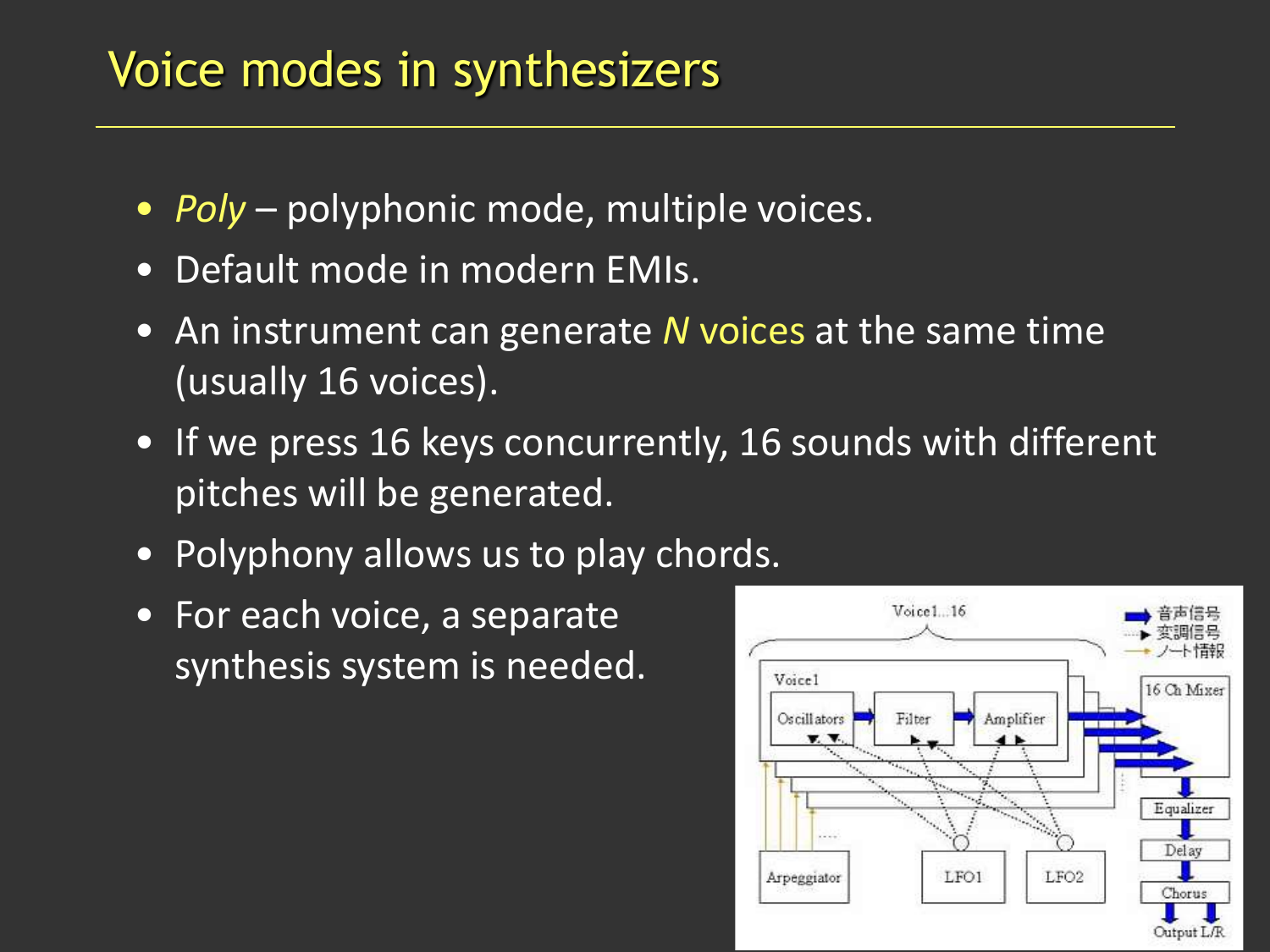# Voice modes in synthesizers

- *Poly* – polyphonic mode, multiple voices.
- Default mode in modern EMIs.
- An instrument can generate *N* voices at the same time (usually 16 voices).
- If we press 16 keys concurrently, 16 sounds with different pitches will be generated.
- Polyphony allows us to play chords.
- For each voice, a separate synthesis system is needed.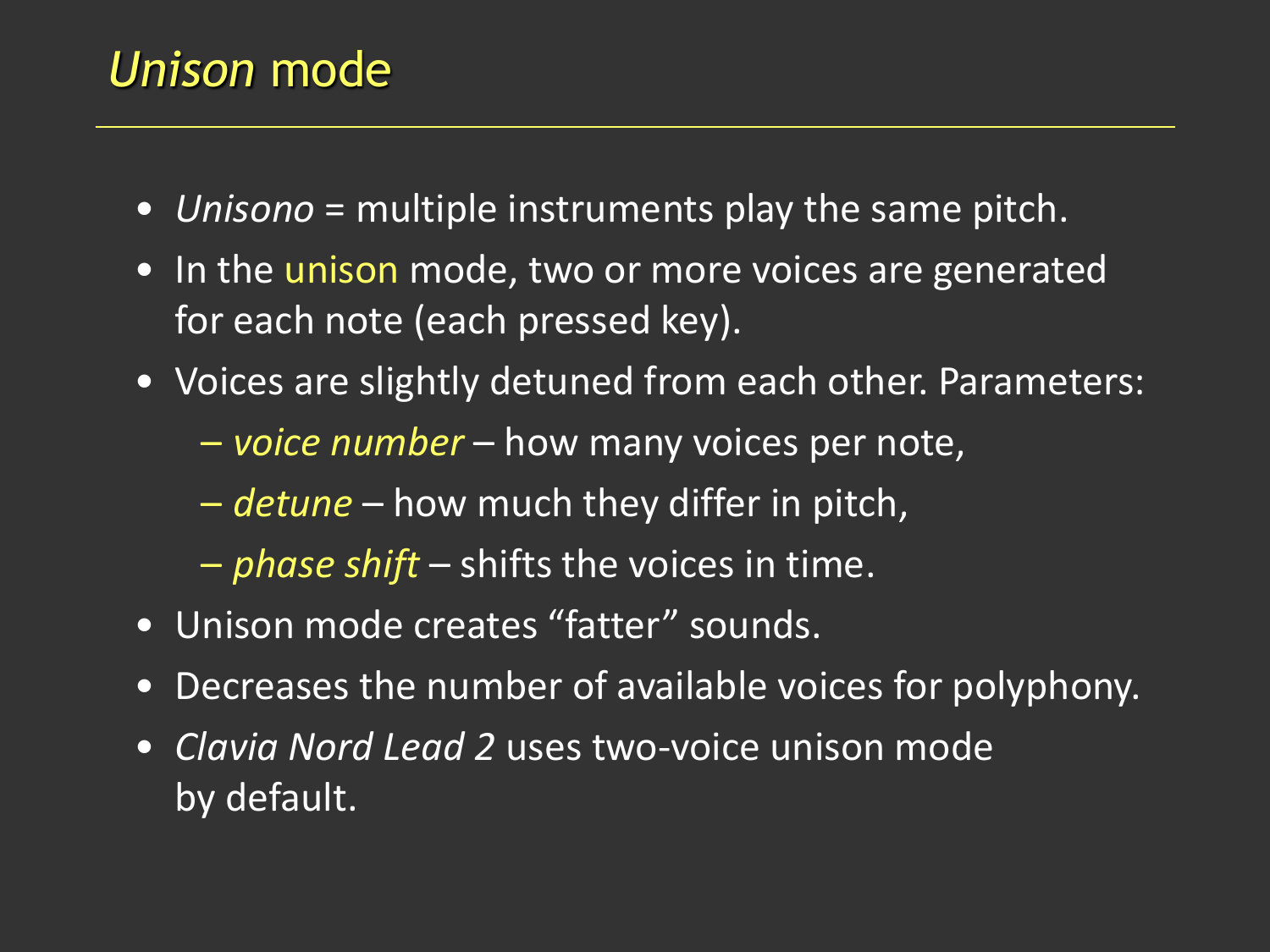# *Unison* mode

- *Unisono* = multiple instruments play the same pitch.
- In the unison mode, two or more voices are generated for each note (each pressed key).
- Voices are slightly detuned from each other. Parameters:
  - *voice number* – how many voices per note,
  - *detune* – how much they differ in pitch,
  - *phase shift* – shifts the voices in time.
- Unison mode creates “fatter” sounds.
- Decreases the number of available voices for polyphony.
- *Clavia Nord Lead 2* uses two-voice unison mode by default.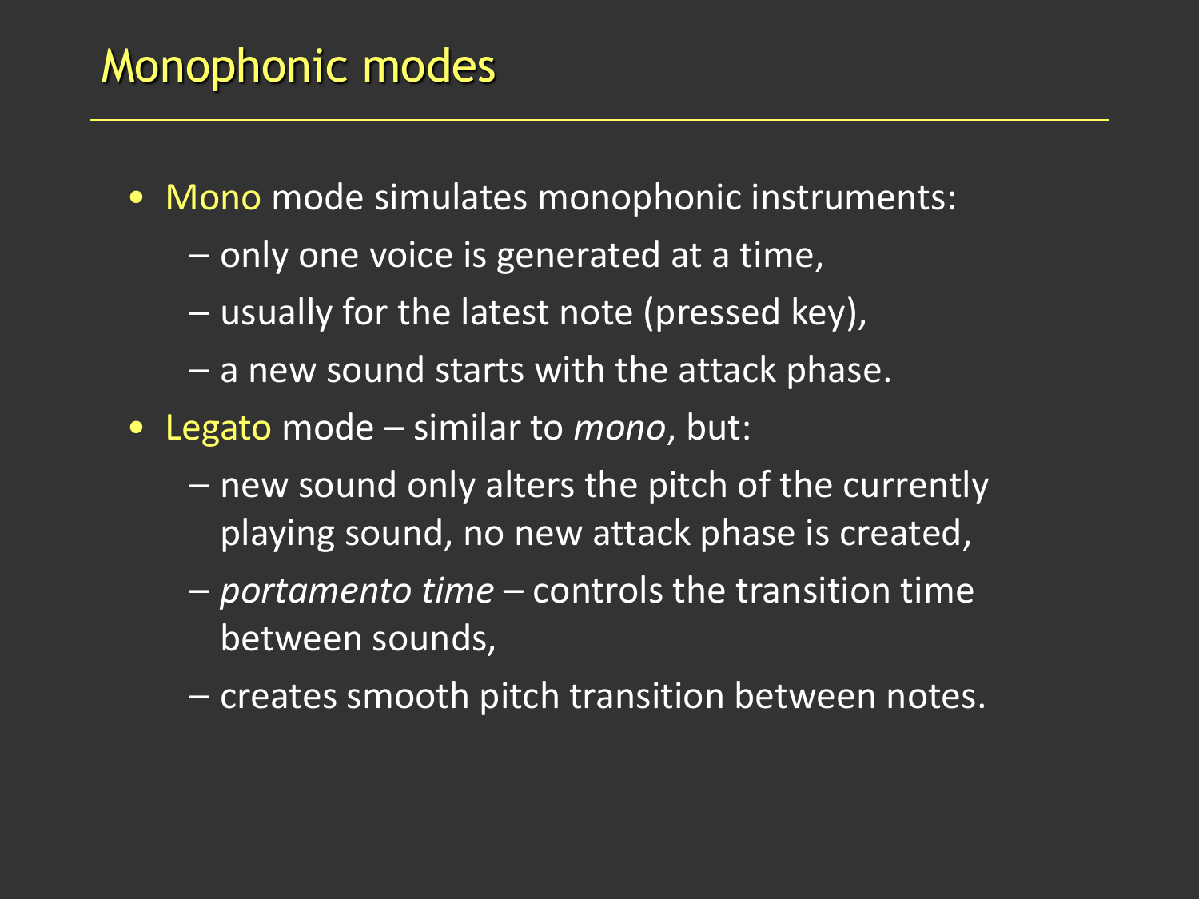# Monophonic modes

- Mono mode simulates monophonic instruments:
  - only one voice is generated at a time,
  - usually for the latest note (pressed key),
  - a new sound starts with the attack phase.
- Legato mode – similar to *mono*, but:
  - new sound only alters the pitch of the currently playing sound, no new attack phase is created,
  - *portamento time* – controls the transition time between sounds,
  - creates smooth pitch transition between notes.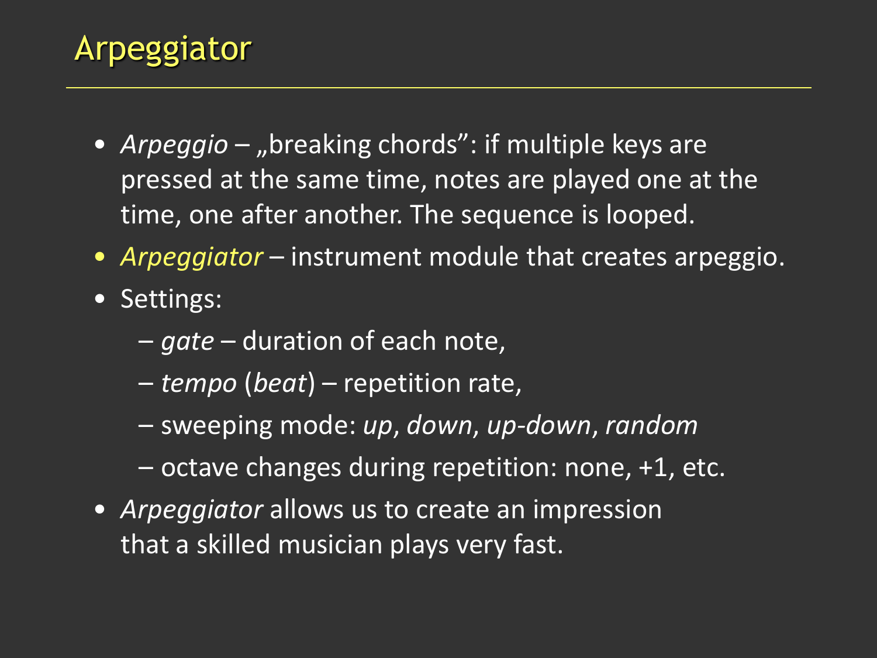# Arpeggiator

- *Arpeggio* – „breaking chords”: if multiple keys are pressed at the same time, notes are played one at the time, one after another. The sequence is looped.
- *Arpeggiator* – instrument module that creates arpeggio.
- Settings:
  - *gate* – duration of each note,
  - *tempo* (*beat*) – repetition rate,
  - sweeping mode: *up*, *down*, *up-down*, *random*
  - octave changes during repetition: none, +1, etc.
- *Arpeggiator* allows us to create an impression that a skilled musician plays very fast.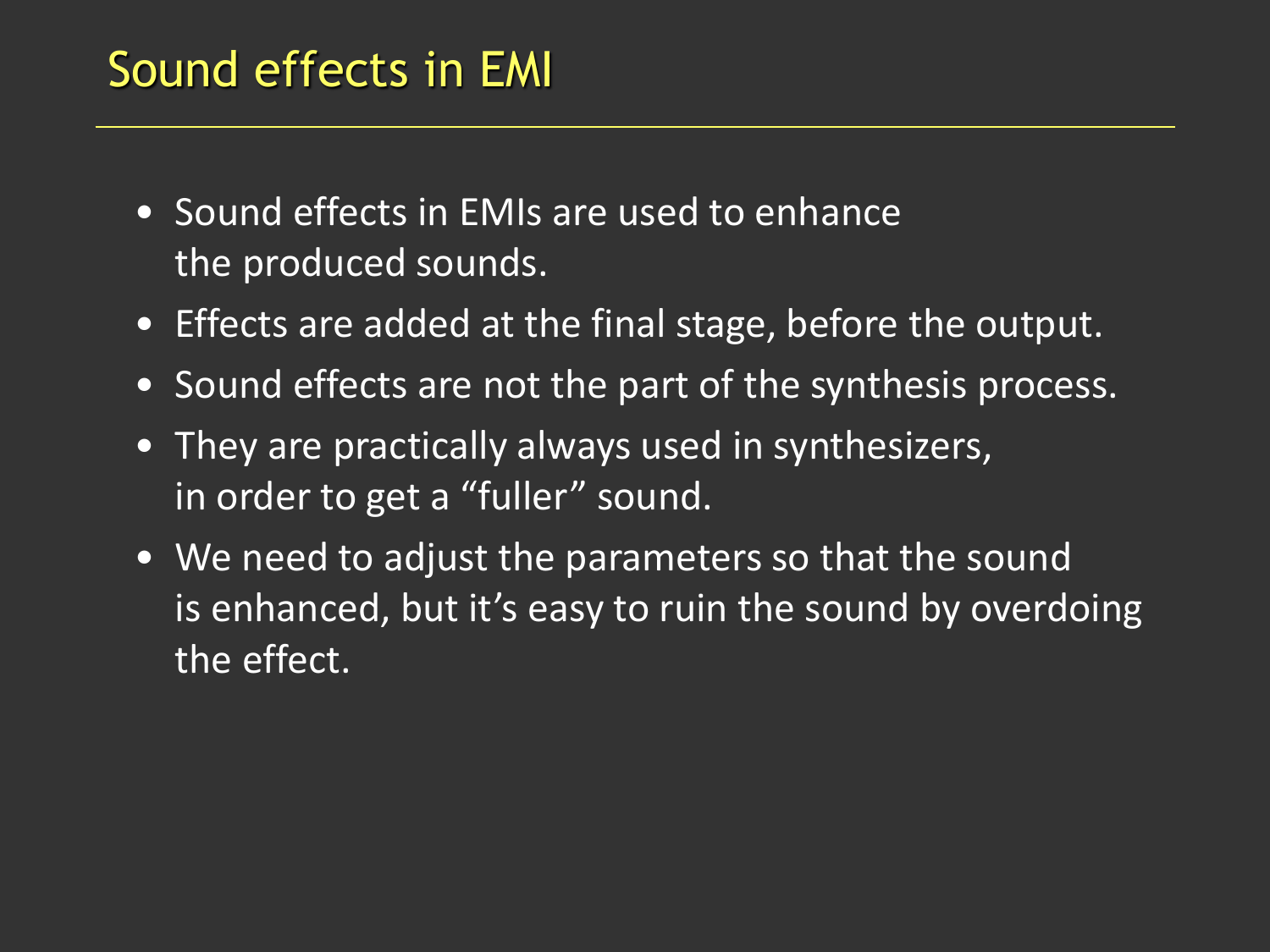# Sound effects in EMI

- Sound effects in EMIs are used to enhance the produced sounds.
- Effects are added at the final stage, before the output.
- Sound effects are not the part of the synthesis process.
- They are practically always used in synthesizers, in order to get a “fuller” sound.
- We need to adjust the parameters so that the sound is enhanced, but it’s easy to ruin the sound by overdoing the effect.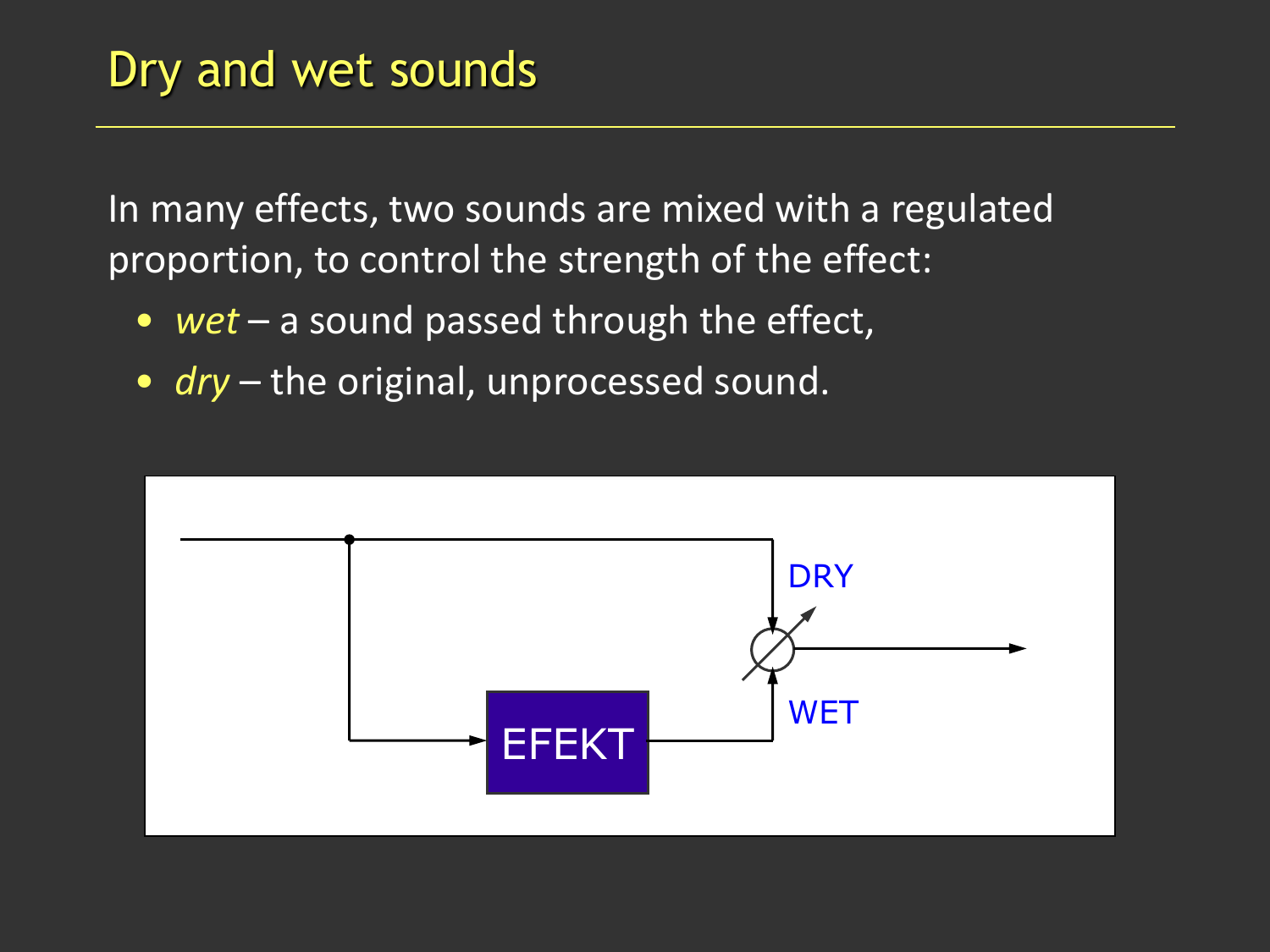# Dry and wet sounds

In many effects, two sounds are mixed with a regulated proportion, to control the strength of the effect:

- *wet* – a sound passed through the effect,
- *dry* – the original, unprocessed sound.

DRY

EFEKT

WET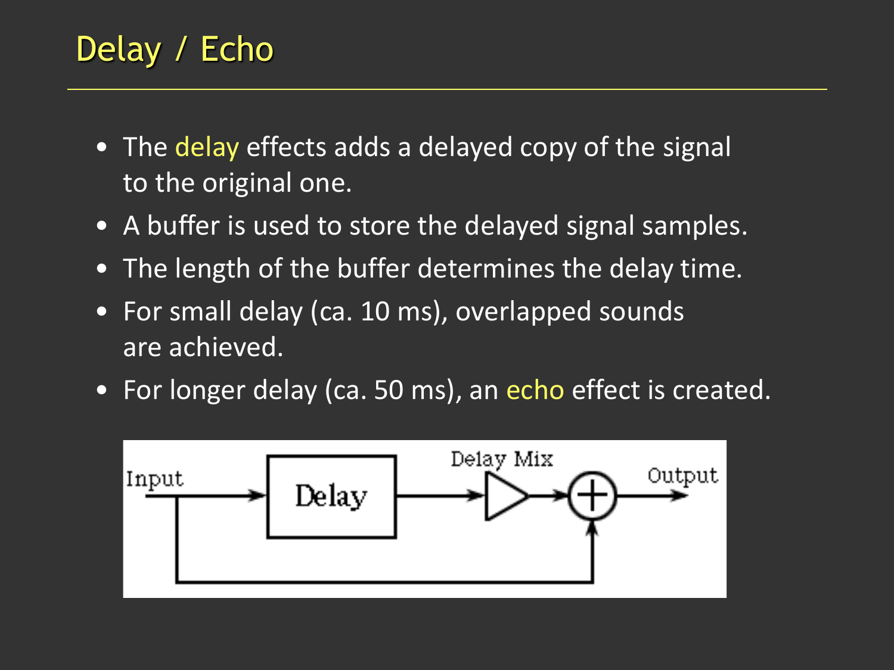# Delay / Echo

- The delay effects adds a delayed copy of the signal to the original one.
- A buffer is used to store the delayed signal samples.
- The length of the buffer determines the delay time.
- For small delay (ca. 10 ms), overlapped sounds are achieved.
- For longer delay (ca. 50 ms), an echo effect is created.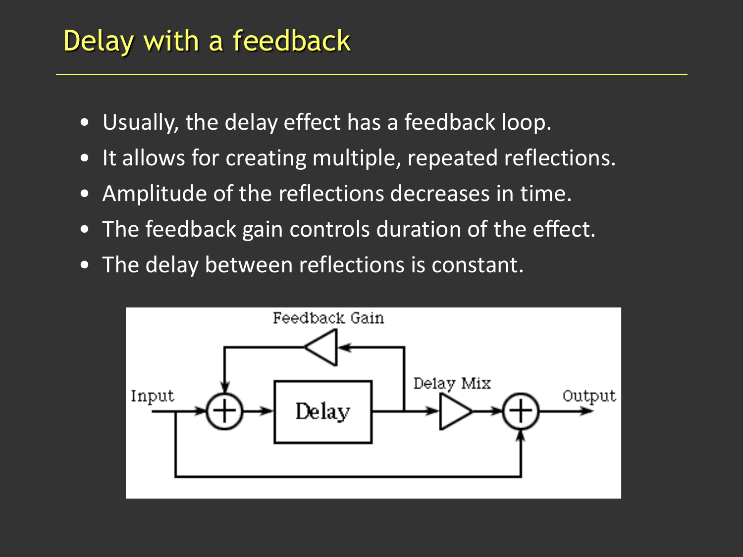# Delay with a feedback

- Usually, the delay effect has a feedback loop.
- It allows for creating multiple, repeated reflections.
- Amplitude of the reflections decreases in time.
- The feedback gain controls duration of the effect.
- The delay between reflections is constant.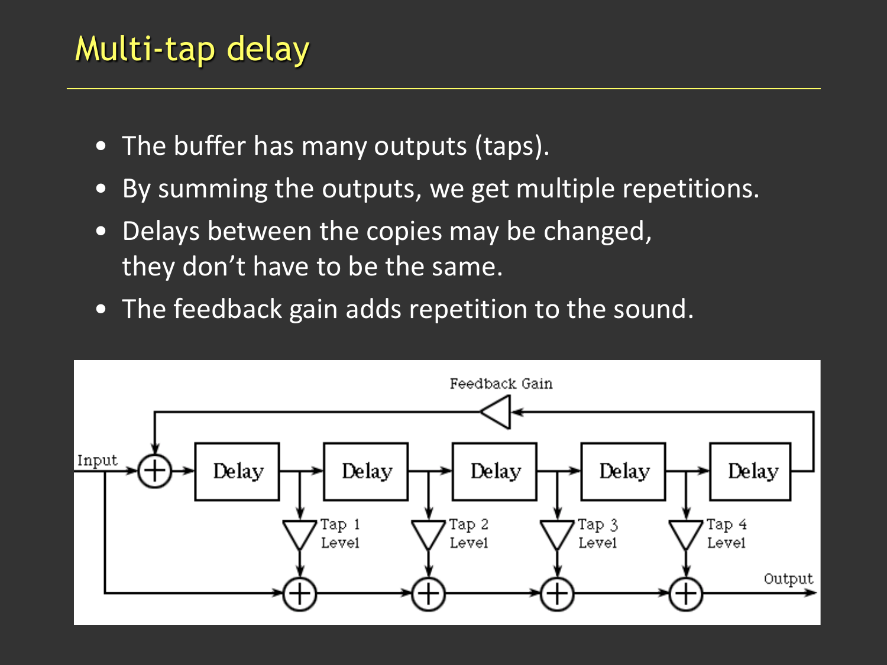# Multi-tap delay

- The buffer has many outputs (taps).
- By summing the outputs, we get multiple repetitions.
- Delays between the copies may be changed, they don't have to be the same.
- The feedback gain adds repetition to the sound.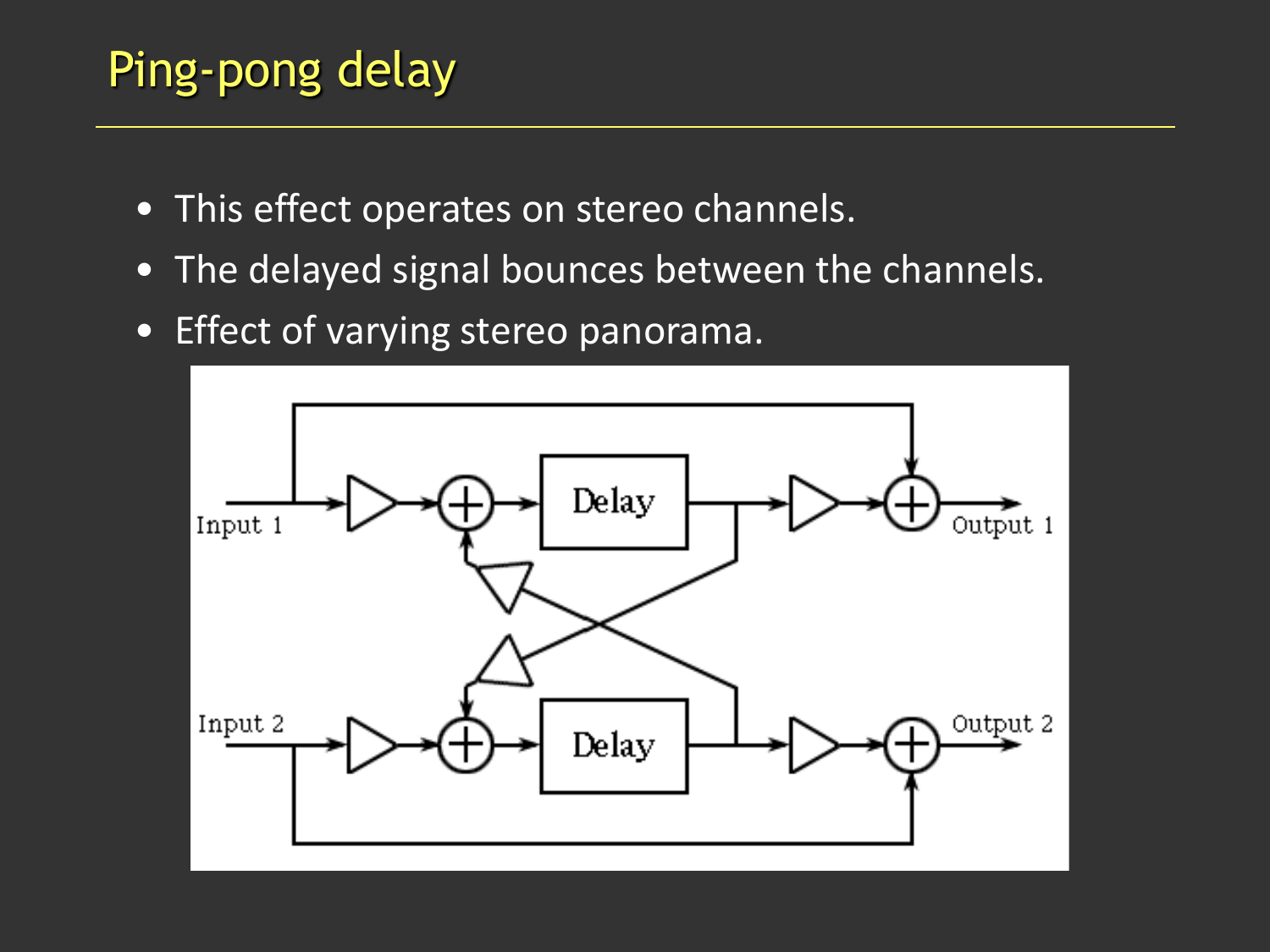# Ping-pong delay

- This effect operates on stereo channels.
- The delayed signal bounces between the channels.
- Effect of varying stereo panorama.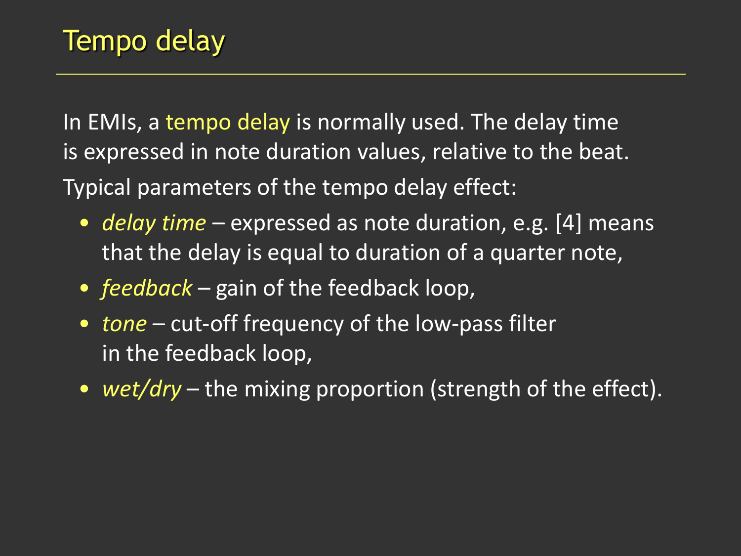# Tempo delay

In EMIs, a tempo delay is normally used. The delay time is expressed in note duration values, relative to the beat.

Typical parameters of the tempo delay effect:

- *delay time* – expressed as note duration, e.g. [4] means that the delay is equal to duration of a quarter note,
- *feedback* – gain of the feedback loop,
- *tone* – cut-off frequency of the low-pass filter in the feedback loop,
- *wet/dry* – the mixing proportion (strength of the effect).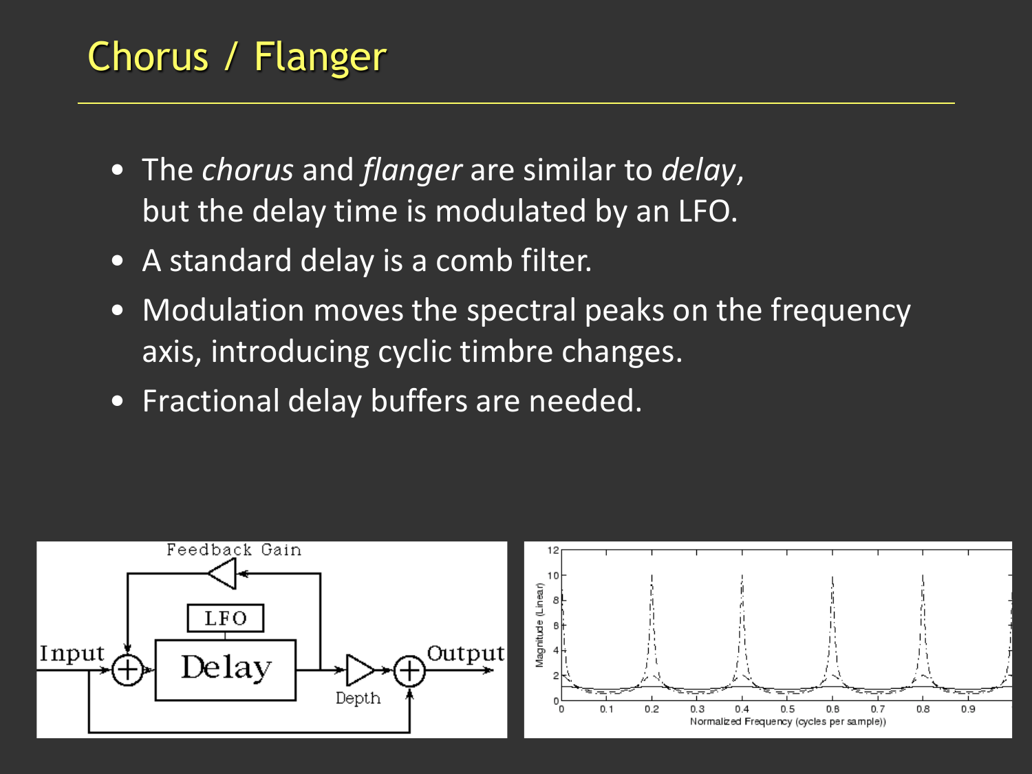# Chorus / Flanger

- The *chorus* and *flanger* are similar to *delay*, but the delay time is modulated by an LFO.
- A standard delay is a comb filter.
- Modulation moves the spectral peaks on the frequency axis, introducing cyclic timbre changes.
- Fractional delay buffers are needed.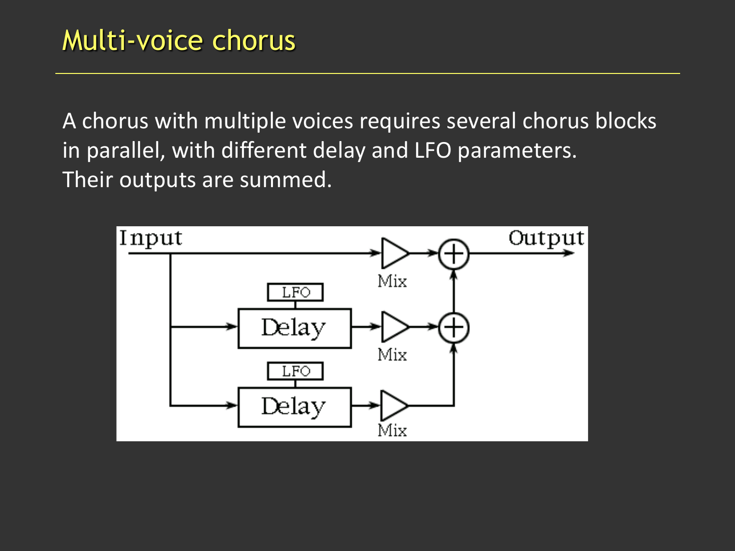# Multi-voice chorus

A chorus with multiple voices requires several chorus blocks in parallel, with different delay and LFO parameters. Their outputs are summed.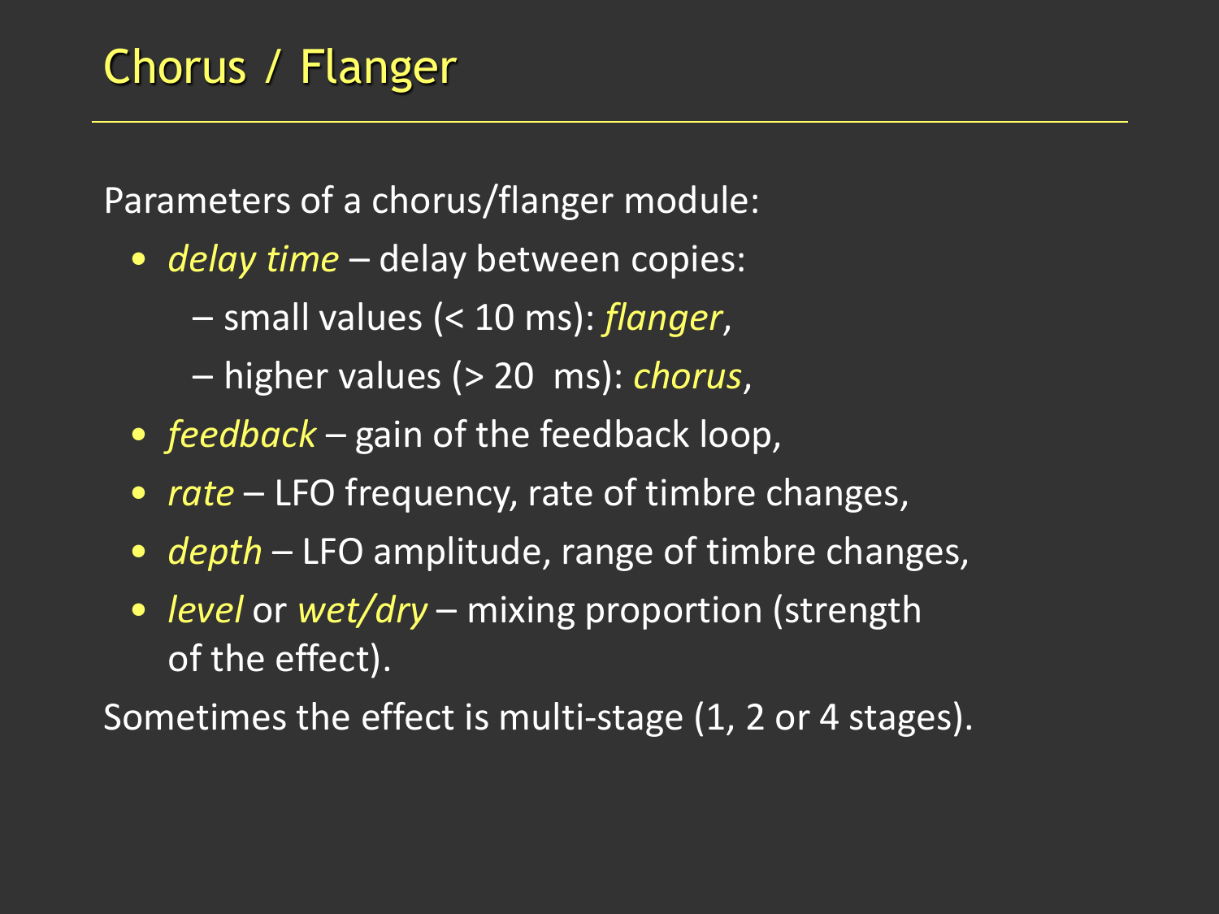# Chorus / Flanger

Parameters of a chorus/flanger module:

- *delay time* – delay between copies:
  - small values (< 10 ms): *flanger*,
  - higher values (> 20 ms): *chorus*,
- *feedback* – gain of the feedback loop,
- *rate* – LFO frequency, rate of timbre changes,
- *depth* – LFO amplitude, range of timbre changes,
- *level* or *wet/dry* – mixing proportion (strength of the effect).

Sometimes the effect is multi-stage (1, 2 or 4 stages).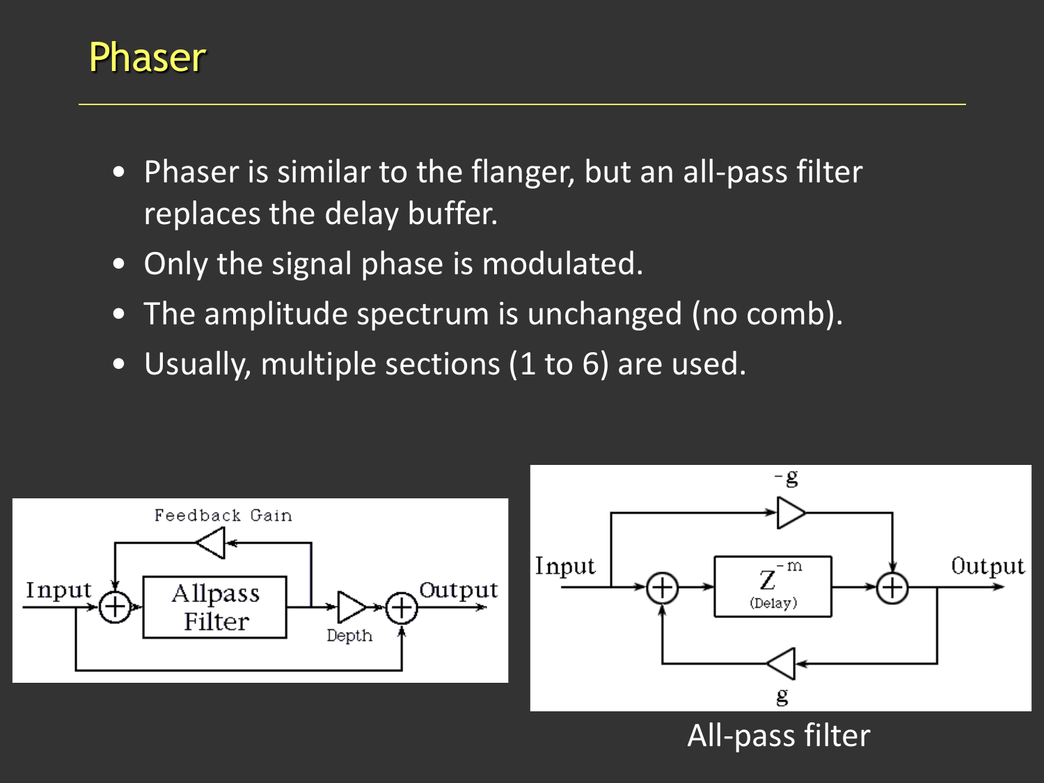# Phaser

- Phaser is similar to the flanger, but an all-pass filter replaces the delay buffer.
- Only the signal phase is modulated.
- The amplitude spectrum is unchanged (no comb).
- Usually, multiple sections (1 to 6) are used.

All-pass filter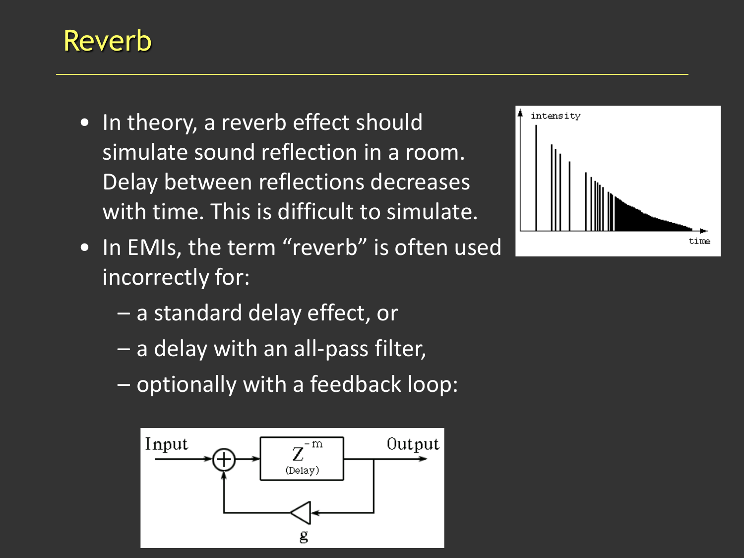# Reverb

- In theory, a reverb effect should simulate sound reflection in a room. Delay between reflections decreases with time. This is difficult to simulate.
- In EMIs, the term "reverb" is often used incorrectly for:
  - a standard delay effect, or
  - a delay with an all-pass filter,
  - optionally with a feedback loop: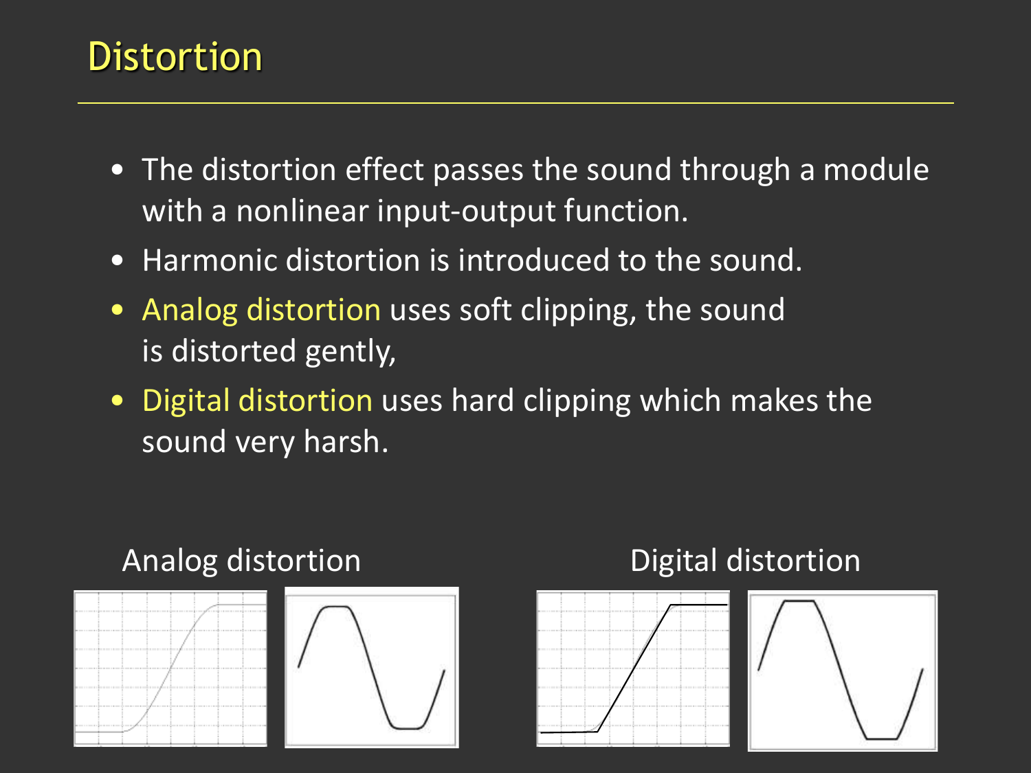# Distortion

- The distortion effect passes the sound through a module with a nonlinear input-output function.
- Harmonic distortion is introduced to the sound.
- Analog distortion uses soft clipping, the sound is distorted gently,
- Digital distortion uses hard clipping which makes the sound very harsh.

Analog distortion

Digital distortion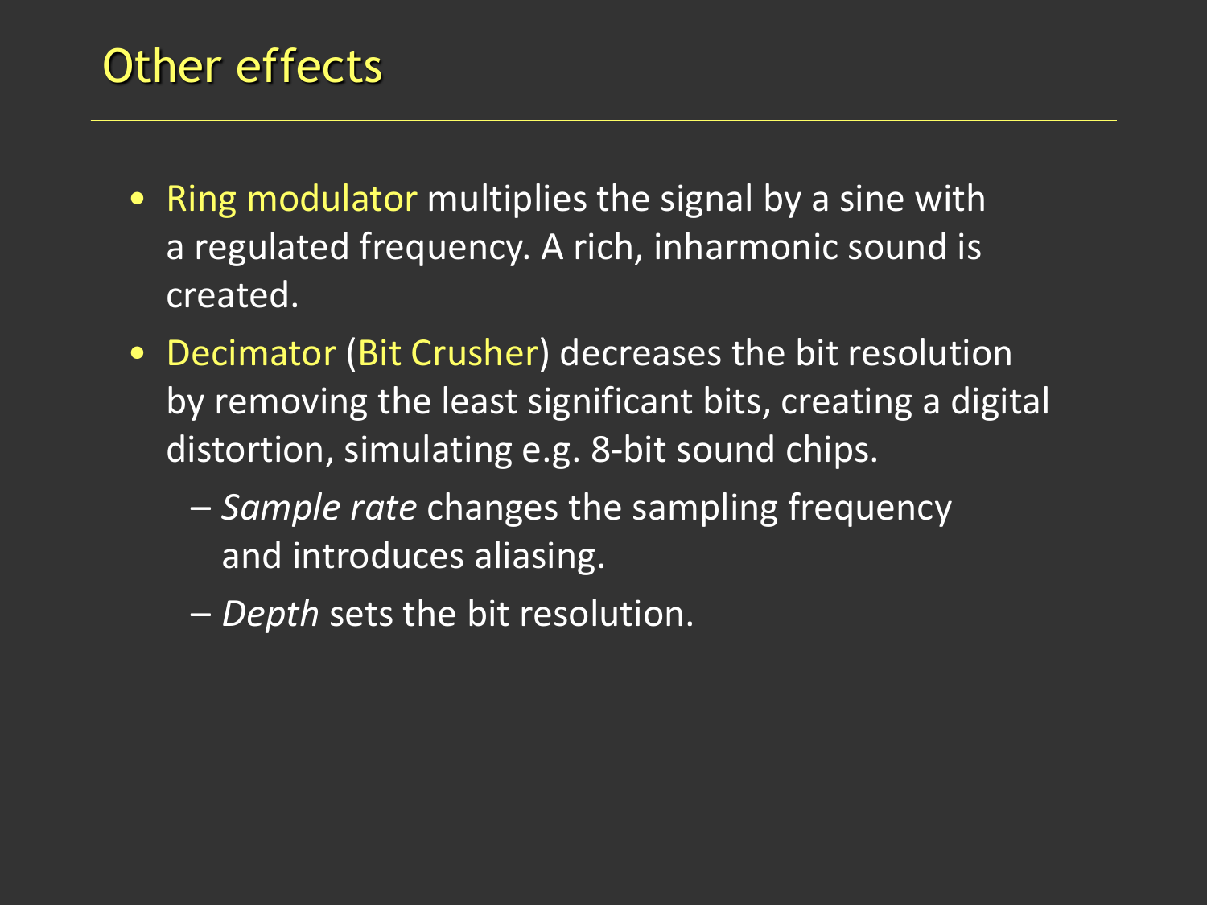# Other effects

- Ring modulator multiplies the signal by a sine with a regulated frequency. A rich, inharmonic sound is created.
- Decimator (Bit Crusher) decreases the bit resolution by removing the least significant bits, creating a digital distortion, simulating e.g. 8-bit sound chips.
  - *Sample rate* changes the sampling frequency and introduces aliasing.
  - *Depth* sets the bit resolution.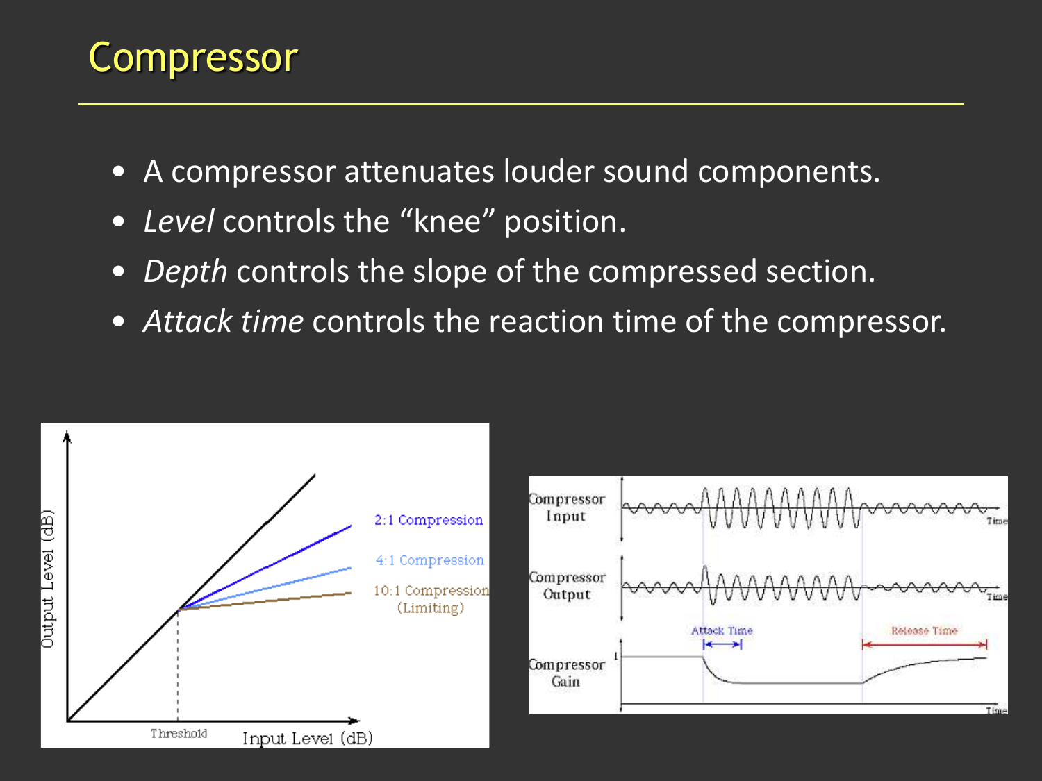# Compressor

- A compressor attenuates louder sound components.
- *Level* controls the "knee" position.
- *Depth* controls the slope of the compressed section.
- *Attack time* controls the reaction time of the compressor.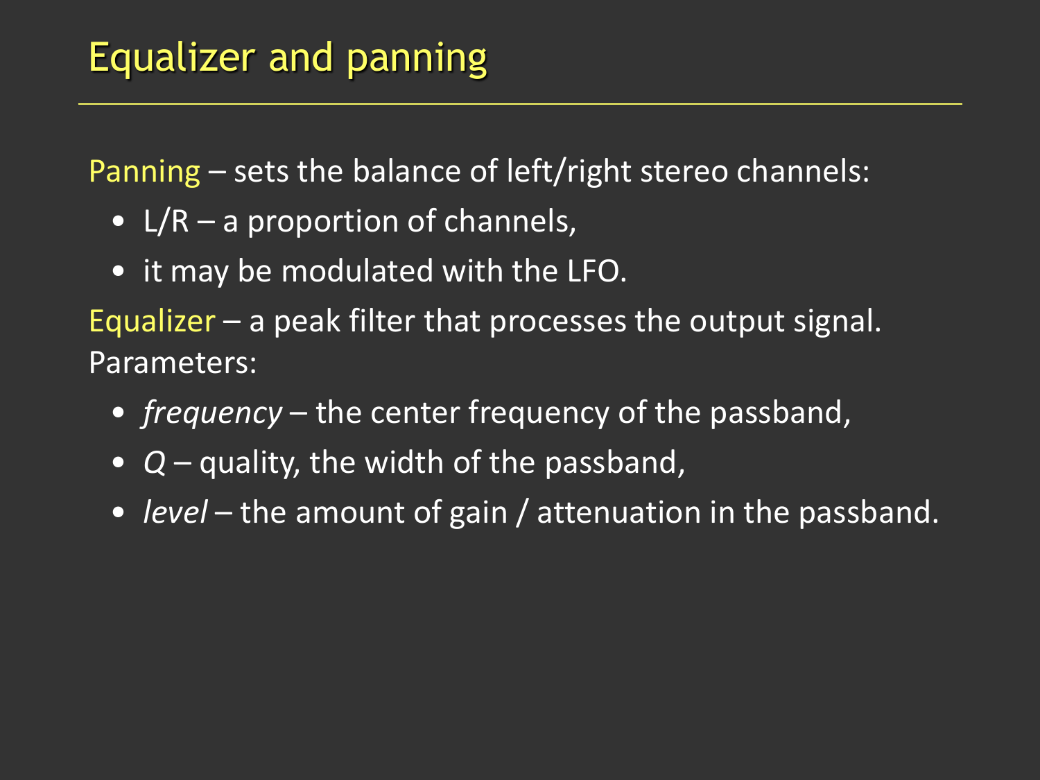# Equalizer and panning

Panning – sets the balance of left/right stereo channels:

- L/R – a proportion of channels,
- it may be modulated with the LFO.

Equalizer – a peak filter that processes the output signal. Parameters:

- *frequency* – the center frequency of the passband,
- *Q* – quality, the width of the passband,
- *level* – the amount of gain / attenuation in the passband.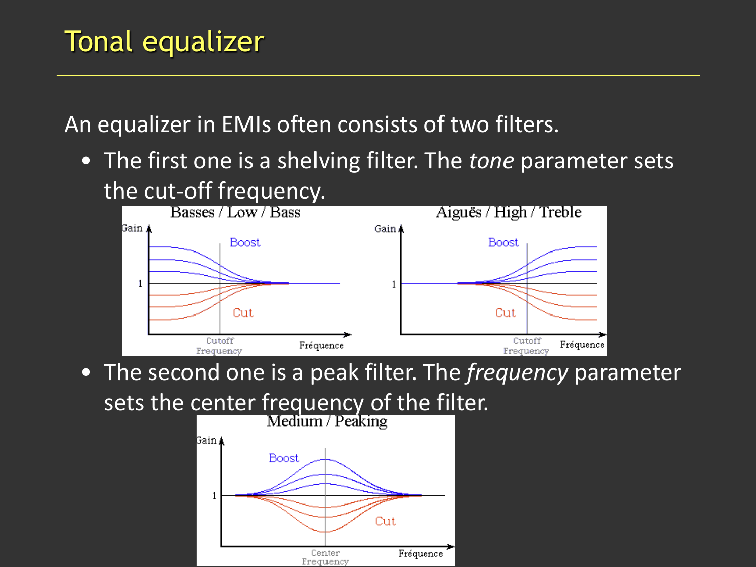# Tonal equalizer

An equalizer in EMIs often consists of two filters.

- The first one is a shelving filter. The *tone* parameter sets the cut-off frequency.
- The second one is a peak filter. The *frequency* parameter sets the center frequency of the filter.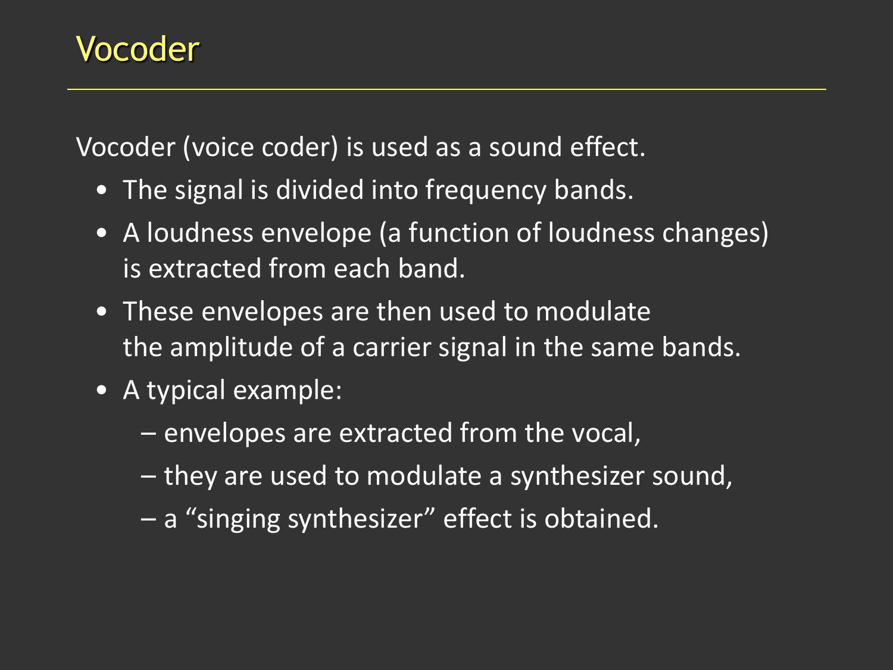# Vocoder

Vocoder (voice coder) is used as a sound effect.

- The signal is divided into frequency bands.
- A loudness envelope (a function of loudness changes) is extracted from each band.
- These envelopes are then used to modulate the amplitude of a carrier signal in the same bands.
- A typical example:
  - – envelopes are extracted from the vocal,
  - – they are used to modulate a synthesizer sound,
  - – a "singing synthesizer" effect is obtained.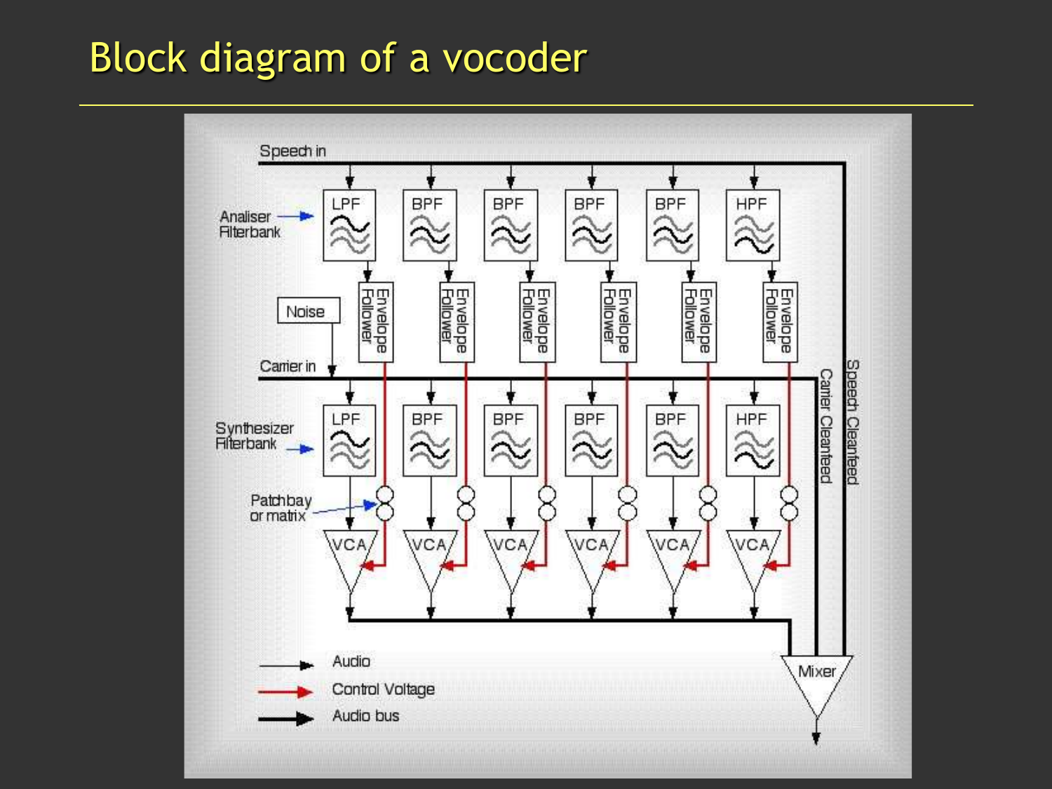# Block diagram of a vocoder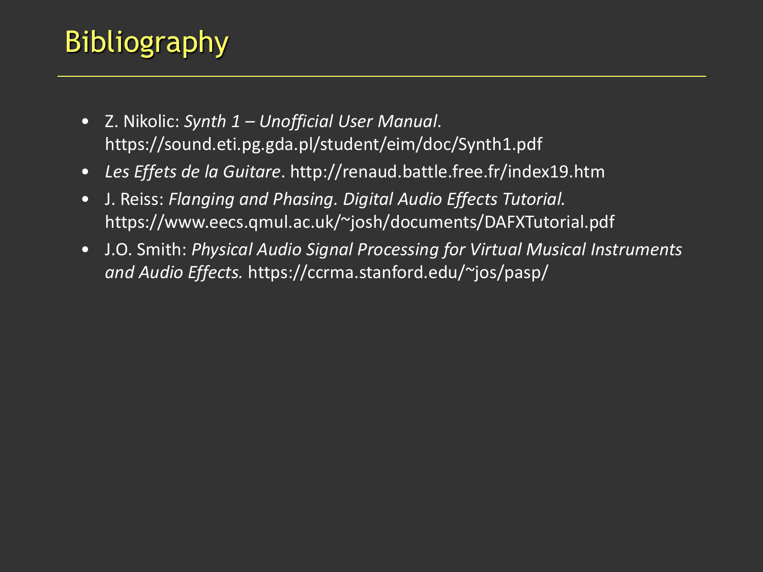# Bibliography

- Z. Nikolic: *Synth 1 – Unofficial User Manual*. https://sound.eti.pg.gda.pl/student/eim/doc/Synth1.pdf
- *Les Effets de la Guitare*. http://renaud.battle.free.fr/index19.htm
- J. Reiss: *Flanging and Phasing. Digital Audio Effects Tutorial.* https://www.eecs.qmul.ac.uk/~josh/documents/DAFXTutorial.pdf
- J.O. Smith: *Physical Audio Signal Processing for Virtual Musical Instruments and Audio Effects.* https://ccrma.stanford.edu/~jos/pasp/